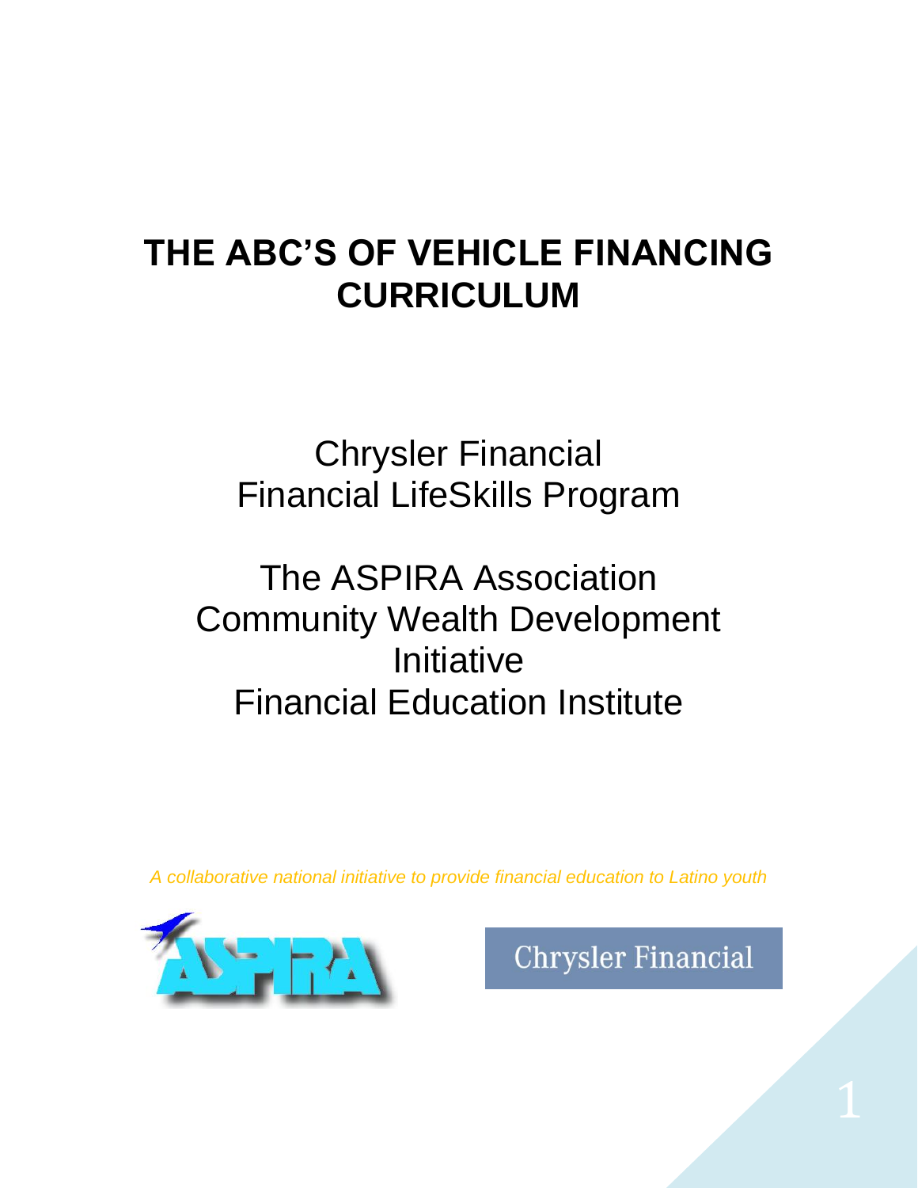# THE ABC'S OF VEHICLE FINANCING CURRICULUM

Chrysler Financial
Financial LifeSkills Program

The ASPIRA Association
Community Wealth Development Initiative
Financial Education Institute

*A collaborative national initiative to provide financial education to Latino youth*

ASPIRA

Chrysler Financial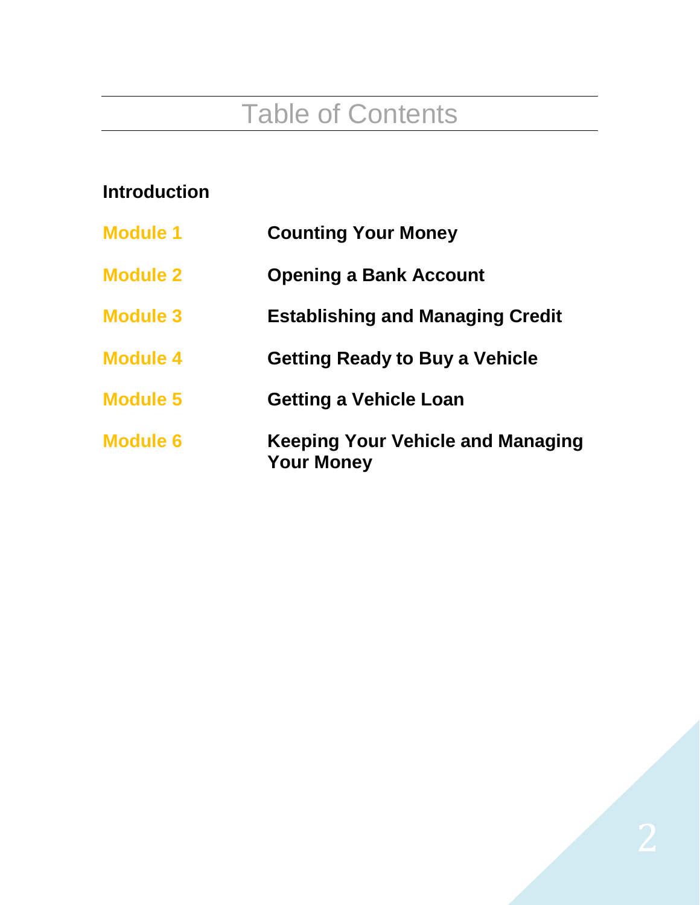# Table of Contents

**Introduction**

| | |
|---|---|
| **Module 1** | **Counting Your Money** |
| **Module 2** | **Opening a Bank Account** |
| **Module 3** | **Establishing and Managing Credit** |
| **Module 4** | **Getting Ready to Buy a Vehicle** |
| **Module 5** | **Getting a Vehicle Loan** |
| **Module 6** | **Keeping Your Vehicle and Managing Your Money** |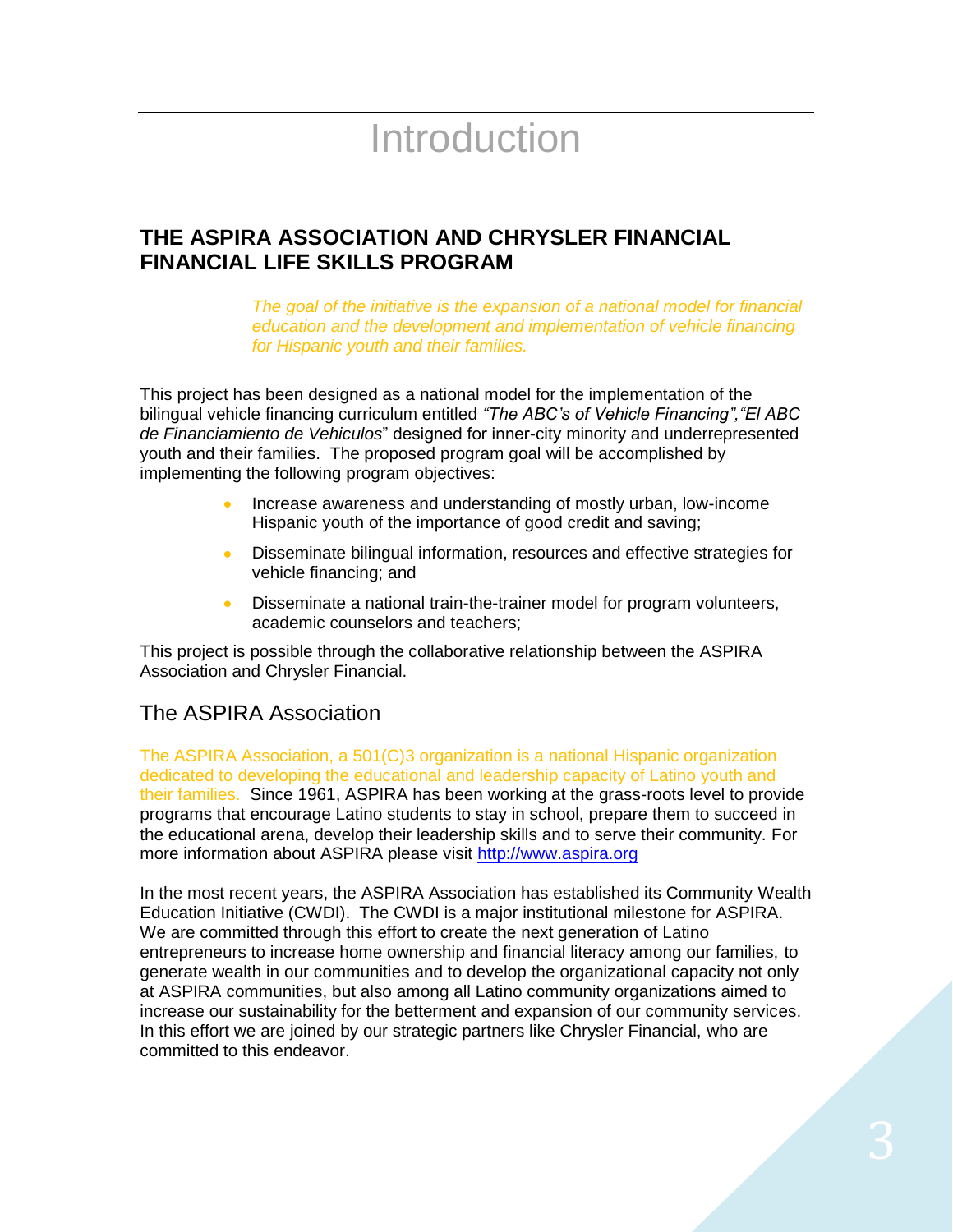# Introduction

## THE ASPIRA ASSOCIATION AND CHRYSLER FINANCIAL FINANCIAL LIFE SKILLS PROGRAM

*The goal of the initiative is the expansion of a national model for financial education and the development and implementation of vehicle financing for Hispanic youth and their families.*

This project has been designed as a national model for the implementation of the bilingual vehicle financing curriculum entitled *"The ABC's of Vehicle Financing","El ABC de Financiamiento de Vehiculos*" designed for inner-city minority and underrepresented youth and their families. The proposed program goal will be accomplished by implementing the following program objectives:

- Increase awareness and understanding of mostly urban, low-income Hispanic youth of the importance of good credit and saving;
- Disseminate bilingual information, resources and effective strategies for vehicle financing; and
- Disseminate a national train-the-trainer model for program volunteers, academic counselors and teachers;

This project is possible through the collaborative relationship between the ASPIRA Association and Chrysler Financial.

## The ASPIRA Association

The ASPIRA Association, a 501(C)3 organization is a national Hispanic organization dedicated to developing the educational and leadership capacity of Latino youth and their families. Since 1961, ASPIRA has been working at the grass-roots level to provide programs that encourage Latino students to stay in school, prepare them to succeed in the educational arena, develop their leadership skills and to serve their community. For more information about ASPIRA please visit [http://www.aspira.org](http://www.aspira.org)

In the most recent years, the ASPIRA Association has established its Community Wealth Education Initiative (CWDI). The CWDI is a major institutional milestone for ASPIRA. We are committed through this effort to create the next generation of Latino entrepreneurs to increase home ownership and financial literacy among our families, to generate wealth in our communities and to develop the organizational capacity not only at ASPIRA communities, but also among all Latino community organizations aimed to increase our sustainability for the betterment and expansion of our community services. In this effort we are joined by our strategic partners like Chrysler Financial, who are committed to this endeavor.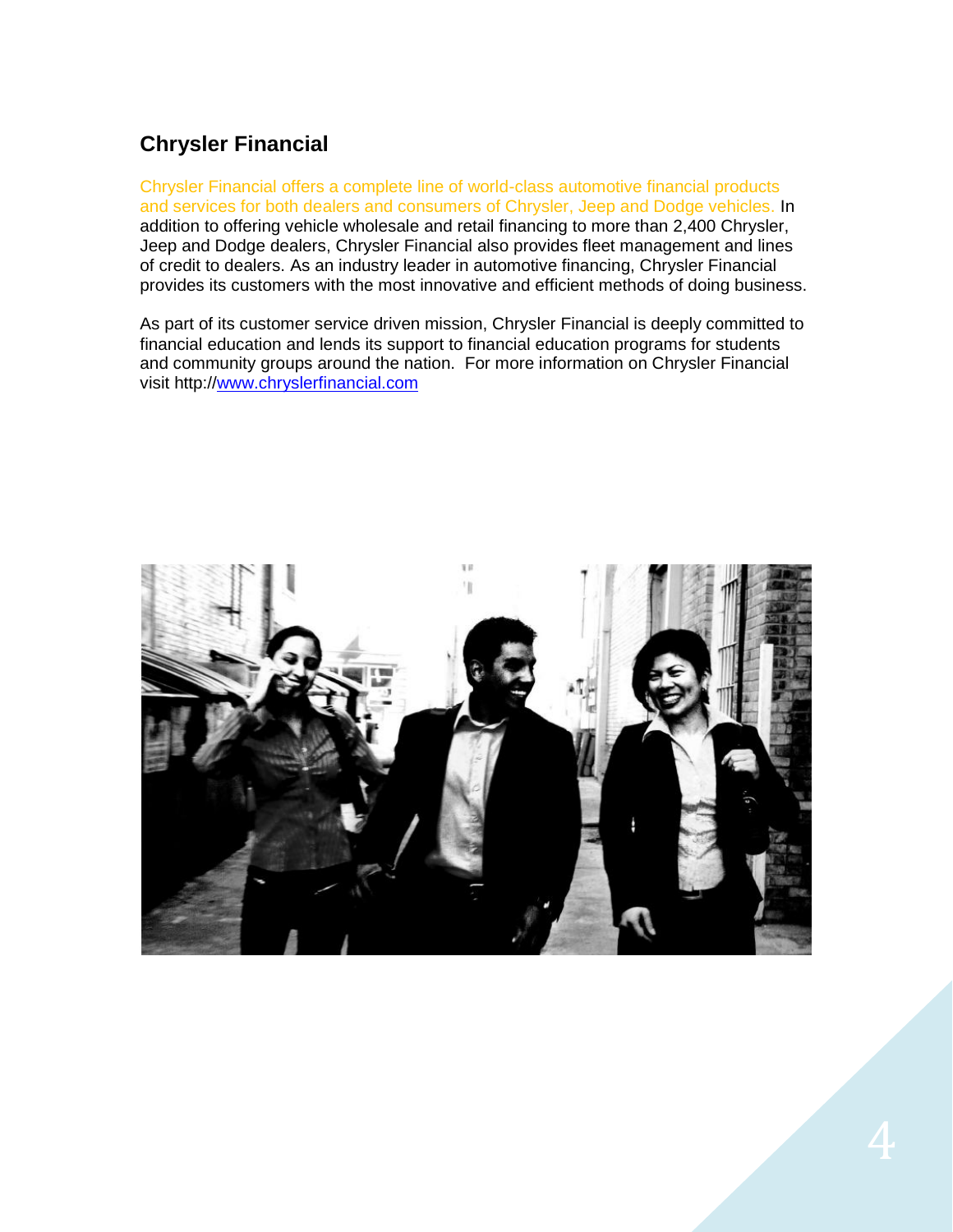## Chrysler Financial

Chrysler Financial offers a complete line of world-class automotive financial products and services for both dealers and consumers of Chrysler, Jeep and Dodge vehicles. In addition to offering vehicle wholesale and retail financing to more than 2,400 Chrysler, Jeep and Dodge dealers, Chrysler Financial also provides fleet management and lines of credit to dealers. As an industry leader in automotive financing, Chrysler Financial provides its customers with the most innovative and efficient methods of doing business.

As part of its customer service driven mission, Chrysler Financial is deeply committed to financial education and lends its support to financial education programs for students and community groups around the nation. For more information on Chrysler Financial visit http://www.chryslerfinancial.com